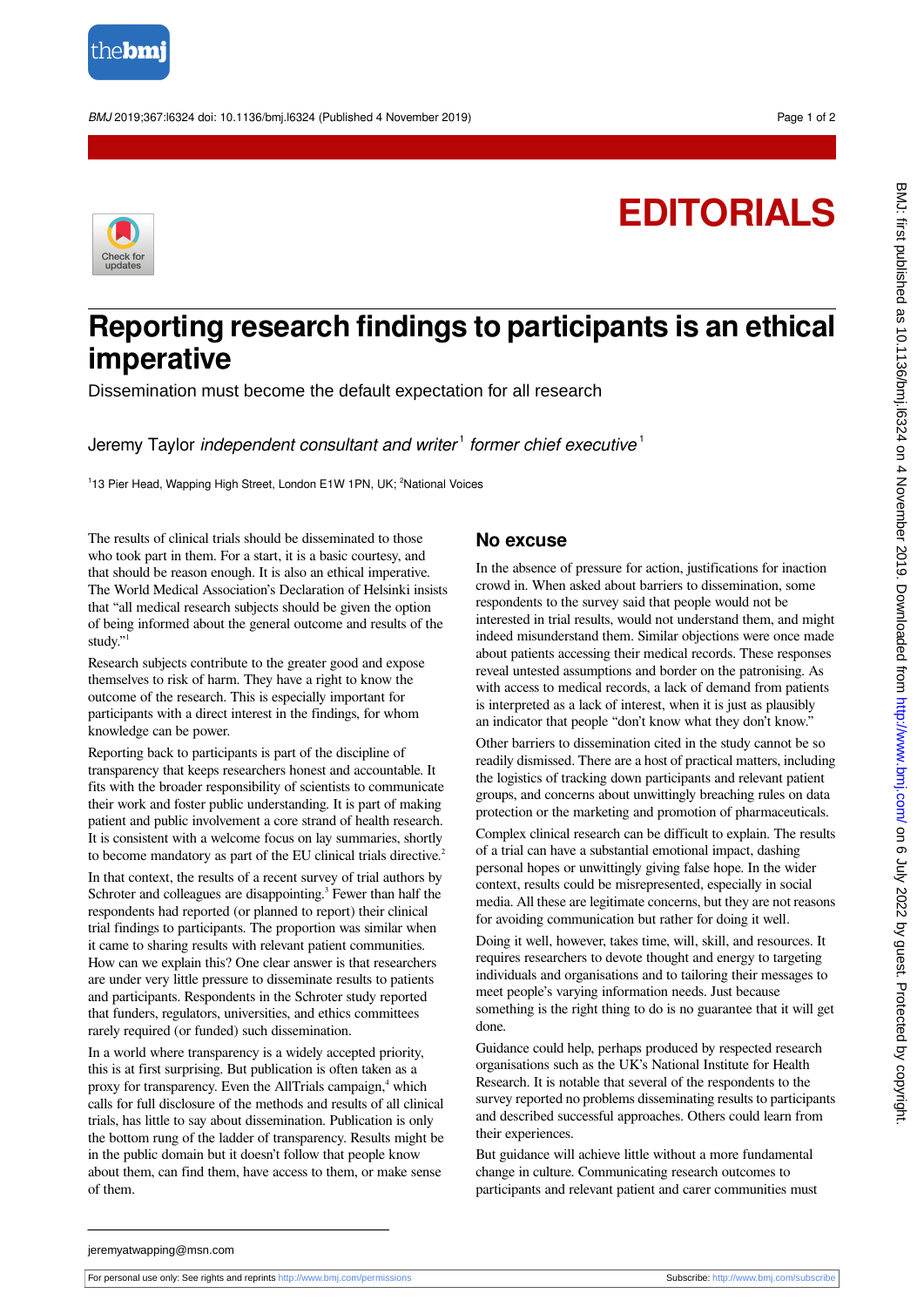# EDITORIALS

# Reporting research findings to participants is an ethical imperative

Dissemination must become the default expectation for all research

Jeremy Taylor *independent consultant and writer*[1] *former chief executive*[1]

[1]13 Pier Head, Wapping High Street, London E1W 1PN, UK; [2]National Voices

The results of clinical trials should be disseminated to those who took part in them. For a start, it is a basic courtesy, and that should be reason enough. It is also an ethical imperative. The World Medical Association's Declaration of Helsinki insists that "all medical research subjects should be given the option of being informed about the general outcome and results of the study."[1]

Research subjects contribute to the greater good and expose themselves to risk of harm. They have a right to know the outcome of the research. This is especially important for participants with a direct interest in the findings, for whom knowledge can be power.

Reporting back to participants is part of the discipline of transparency that keeps researchers honest and accountable. It fits with the broader responsibility of scientists to communicate their work and foster public understanding. It is part of making patient and public involvement a core strand of health research. It is consistent with a welcome focus on lay summaries, shortly to become mandatory as part of the EU clinical trials directive.[2]

In that context, the results of a recent survey of trial authors by Schroter and colleagues are disappointing.[3] Fewer than half the respondents had reported (or planned to report) their clinical trial findings to participants. The proportion was similar when it came to sharing results with relevant patient communities. How can we explain this? One clear answer is that researchers are under very little pressure to disseminate results to patients and participants. Respondents in the Schroter study reported that funders, regulators, universities, and ethics committees rarely required (or funded) such dissemination.

In a world where transparency is a widely accepted priority, this is at first surprising. But publication is often taken as a proxy for transparency. Even the AllTrials campaign,[4] which calls for full disclosure of the methods and results of all clinical trials, has little to say about dissemination. Publication is only the bottom rung of the ladder of transparency. Results might be in the public domain but it doesn't follow that people know about them, can find them, have access to them, or make sense of them.

## No excuse

In the absence of pressure for action, justifications for inaction crowd in. When asked about barriers to dissemination, some respondents to the survey said that people would not be interested in trial results, would not understand them, and might indeed misunderstand them. Similar objections were once made about patients accessing their medical records. These responses reveal untested assumptions and border on the patronising. As with access to medical records, a lack of demand from patients is interpreted as a lack of interest, when it is just as plausibly an indicator that people "don't know what they don't know."

Other barriers to dissemination cited in the study cannot be so readily dismissed. There are a host of practical matters, including the logistics of tracking down participants and relevant patient groups, and concerns about unwittingly breaching rules on data protection or the marketing and promotion of pharmaceuticals.

Complex clinical research can be difficult to explain. The results of a trial can have a substantial emotional impact, dashing personal hopes or unwittingly giving false hope. In the wider context, results could be misrepresented, especially in social media. All these are legitimate concerns, but they are not reasons for avoiding communication but rather for doing it well.

Doing it well, however, takes time, will, skill, and resources. It requires researchers to devote thought and energy to targeting individuals and organisations and to tailoring their messages to meet people's varying information needs. Just because something is the right thing to do is no guarantee that it will get done.

Guidance could help, perhaps produced by respected research organisations such as the UK's National Institute for Health Research. It is notable that several of the respondents to the survey reported no problems disseminating results to participants and described successful approaches. Others could learn from their experiences.

But guidance will achieve little without a more fundamental change in culture. Communicating research outcomes to participants and relevant patient and carer communities must

jeremyatwapping@msn.com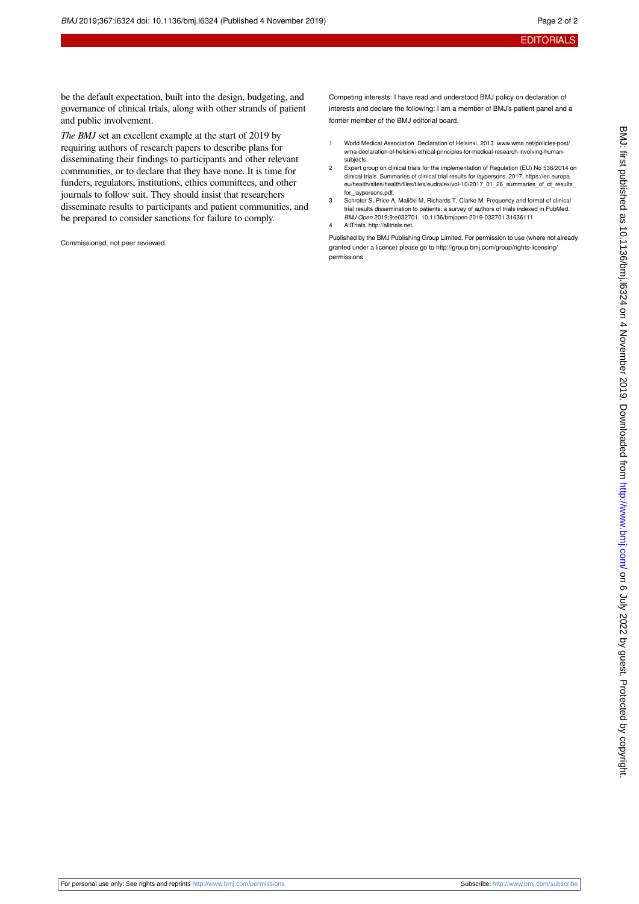be the default expectation, built into the design, budgeting, and governance of clinical trials, along with other strands of patient and public involvement.

*The BMJ* set an excellent example at the start of 2019 by requiring authors of research papers to describe plans for disseminating their findings to participants and other relevant communities, or to declare that they have none. It is time for funders, regulators, institutions, ethics committees, and other journals to follow suit. They should insist that researchers disseminate results to participants and patient communities, and be prepared to consider sanctions for failure to comply.

Commissioned, not peer reviewed.

Competing interests: I have read and understood BMJ policy on declaration of interests and declare the following: I am a member of BMJ's patient panel and a former member of the BMJ editorial board.

1. World Medical Association. Declaration of Helsinki. 2013. www.wma.net/policies-post/wma-declaration-of-helsinki-ethical-principles-for-medical-research-involving-human-subjects.
2. Expert group on clinical trials for the implementation of Regulation (EU) No 536/2014 on clinical trials. Summaries of clinical trial results for laypersons. 2017. https://ec.europa.eu/health/sites/health/files/files/eudralex/vol-10/2017_01_26_summaries_of_ct_results_for_laypersons.pdf.
3. Schroter S, Price A, Malički M, Richards T, Clarke M. Frequency and format of clinical trial results dissemination to patients: a survey of authors of trials indexed in PubMed. *BMJ Open* 2019;9:e032701. 10.1136/bmjopen-2019-032701 31636111
4. AllTrials. http://alltrials.net.

Published by the BMJ Publishing Group Limited. For permission to use (where not already granted under a licence) please go to http://group.bmj.com/group/rights-licensing/permissions